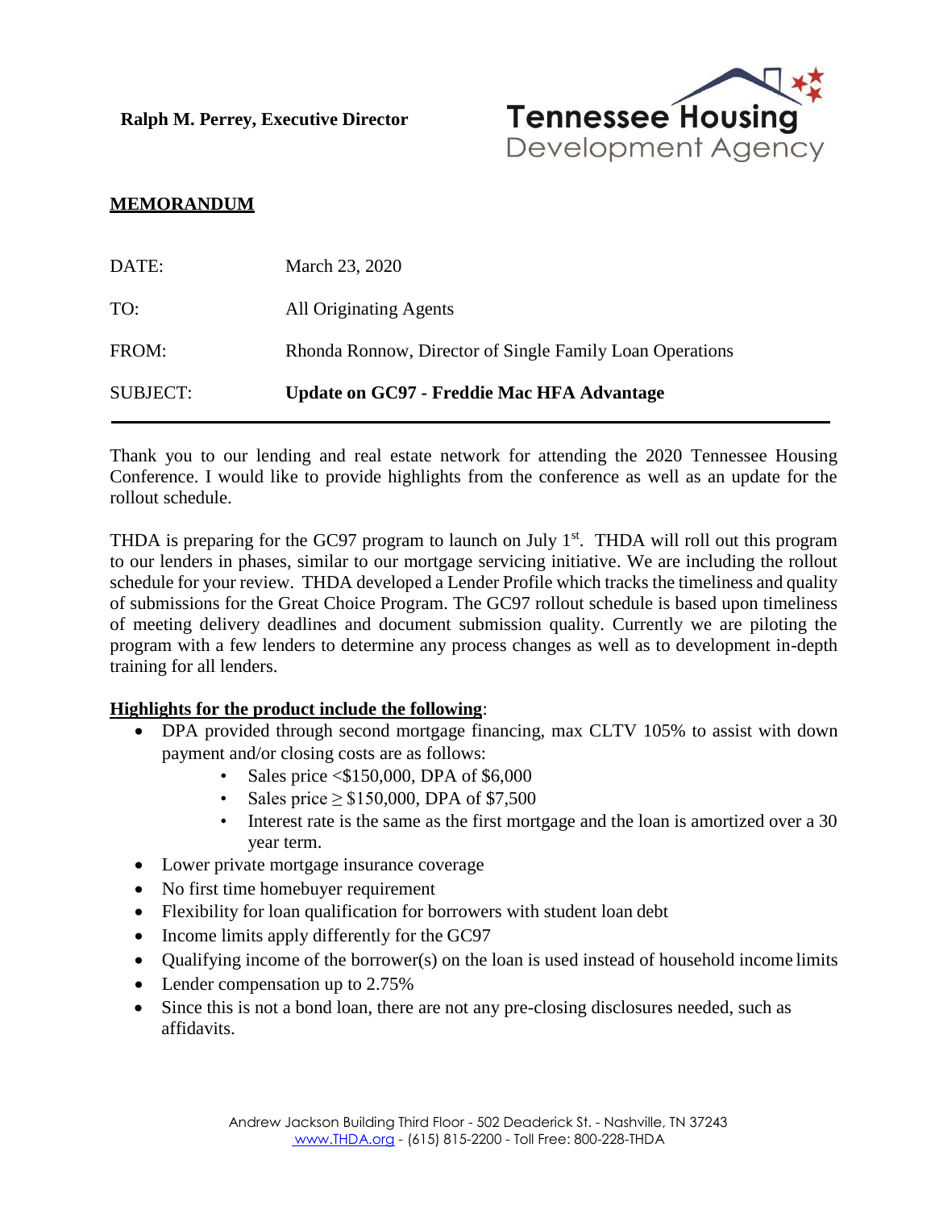**Ralph M. Perrey, Executive Director**

Tennessee Housing Development Agency

**MEMORANDUM**

| | |
|---|---|
| DATE: | March 23, 2020 |
| TO: | All Originating Agents |
| FROM: | Rhonda Ronnow, Director of Single Family Loan Operations |
| SUBJECT: | **Update on GC97 - Freddie Mac HFA Advantage** |

Thank you to our lending and real estate network for attending the 2020 Tennessee Housing Conference. I would like to provide highlights from the conference as well as an update for the rollout schedule.

THDA is preparing for the GC97 program to launch on July 1st. THDA will roll out this program to our lenders in phases, similar to our mortgage servicing initiative. We are including the rollout schedule for your review. THDA developed a Lender Profile which tracks the timeliness and quality of submissions for the Great Choice Program. The GC97 rollout schedule is based upon timeliness of meeting delivery deadlines and document submission quality. Currently we are piloting the program with a few lenders to determine any process changes as well as to development in-depth training for all lenders.

**Highlights for the product include the following**:

- DPA provided through second mortgage financing, max CLTV 105% to assist with down payment and/or closing costs are as follows:
  - Sales price <$150,000, DPA of $6,000
  - Sales price ≥ $150,000, DPA of $7,500
  - Interest rate is the same as the first mortgage and the loan is amortized over a 30 year term.
- Lower private mortgage insurance coverage
- No first time homebuyer requirement
- Flexibility for loan qualification for borrowers with student loan debt
- Income limits apply differently for the GC97
- Qualifying income of the borrower(s) on the loan is used instead of household income limits
- Lender compensation up to 2.75%
- Since this is not a bond loan, there are not any pre-closing disclosures needed, such as affidavits.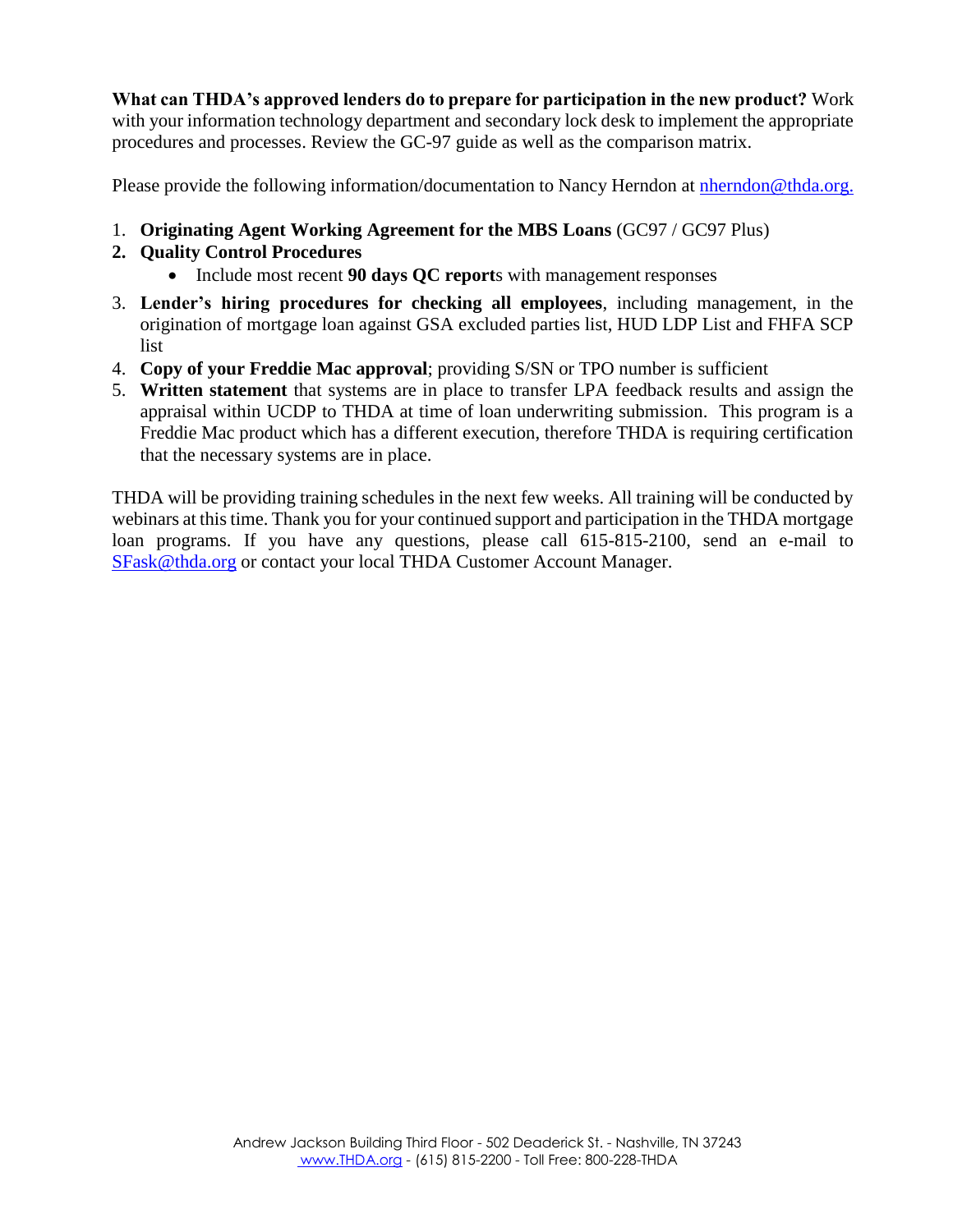**What can THDA's approved lenders do to prepare for participation in the new product?** Work with your information technology department and secondary lock desk to implement the appropriate procedures and processes. Review the GC-97 guide as well as the comparison matrix.

Please provide the following information/documentation to Nancy Herndon at nherndon@thda.org.

1. **Originating Agent Working Agreement for the MBS Loans** (GC97 / GC97 Plus)
2. **Quality Control Procedures**
   - Include most recent **90 days QC report**s with management responses
3. **Lender's hiring procedures for checking all employees**, including management, in the origination of mortgage loan against GSA excluded parties list, HUD LDP List and FHFA SCP list
4. **Copy of your Freddie Mac approval**; providing S/SN or TPO number is sufficient
5. **Written statement** that systems are in place to transfer LPA feedback results and assign the appraisal within UCDP to THDA at time of loan underwriting submission. This program is a Freddie Mac product which has a different execution, therefore THDA is requiring certification that the necessary systems are in place.

THDA will be providing training schedules in the next few weeks. All training will be conducted by webinars at this time. Thank you for your continued support and participation in the THDA mortgage loan programs. If you have any questions, please call 615-815-2100, send an e-mail to SFask@thda.org or contact your local THDA Customer Account Manager.